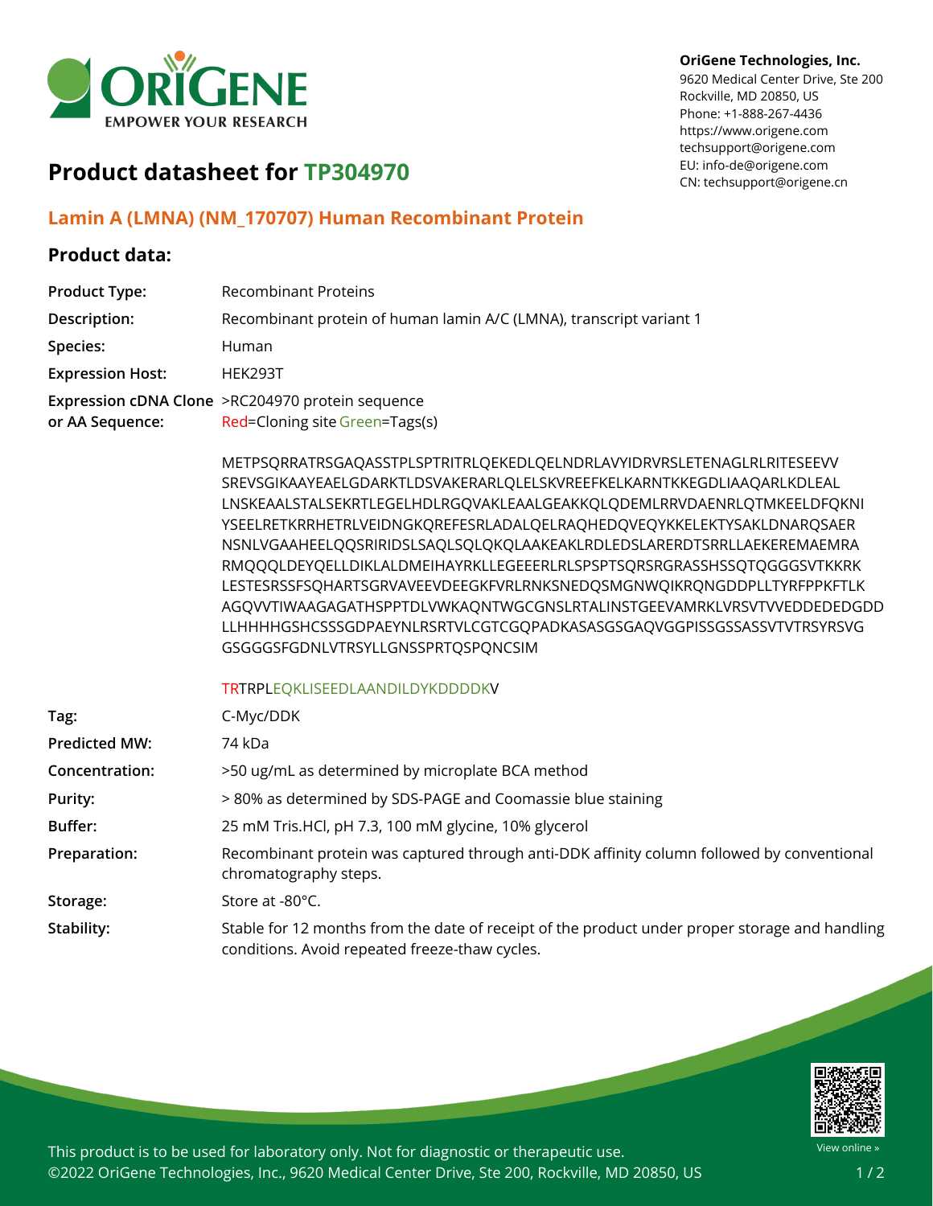**OriGene Technologies, Inc.**
9620 Medical Center Drive, Ste 200
Rockville, MD 20850, US
Phone: +1-888-267-4436
https://www.origene.com
techsupport@origene.com
EU: info-de@origene.com
CN: techsupport@origene.cn

# Product datasheet for TP304970

## Lamin A (LMNA) (NM_170707) Human Recombinant Protein

### Product data:

| | |
|---|---|
| **Product Type:** | Recombinant Proteins |
| **Description:** | Recombinant protein of human lamin A/C (LMNA), transcript variant 1 |
| **Species:** | Human |
| **Expression Host:** | HEK293T |
| **Expression cDNA Clone or AA Sequence:** | >RC204970 protein sequence<br>Red=Cloning site Green=Tags(s)<br><br>METPSQRRATRSGAQASSTPLSPTRITRLQEKEDLQELNDRLAVYIDRVRSLETENAGLRLRITESEEVV SREVSGIKAAYEAELGDARKTLDSVAKERARLQLELSKVREEFKELKARNTKKEGDLIAAQARLKDLEAL LNSKEAALSTALSEKRTLEGELHDLRGQVAKLEAALGEAKKQLQDEMLRRVDAENRLQTMKEELDFQKNI YSEELRETKRRHETRLVEIDNGKQREFESRLADALQELRAQHEDQVEQYKKELEKTYSAKLDNARQSAER NSNLVGAAHEELQQSRIRIDSLSAQLSQLQKQLAAKEAKLRDLEDSLARERDTSRRLLAEKEREMAEMRA RMQQQLDEYQELLDIKLALDMEIHAYRKLLEGEEERLRLSPSPTSQRSRGRASSHSSQTQGGGSVTKKRK LESTESRSSFSQHARTSGRVAVEEVDEEGKFVRLRNKSNEDQSMGNWQIKRQNGDDPLLTYRFPPKFTLK AGQVVTIWAAGAGATHSPPTDLVWKAQNTWGCGNSLRTALINSTGEEVAMRKLVRSVTVVEDDEDEDGDD LLHHHHGSHCSSSGDPAEYNLRSRTVLCGTCGQPADKASASGSGAQVGGPISSGSSASSVTVTRSYRSVG GSGGGSFGDNLVTRSYLLGNSSPRTQSPQNCSIM<br><br>TRTRPLEQKLISEEDLAANDILDYKDDDDKV |
| **Tag:** | C-Myc/DDK |
| **Predicted MW:** | 74 kDa |
| **Concentration:** | >50 ug/mL as determined by microplate BCA method |
| **Purity:** | > 80% as determined by SDS-PAGE and Coomassie blue staining |
| **Buffer:** | 25 mM Tris.HCl, pH 7.3, 100 mM glycine, 10% glycerol |
| **Preparation:** | Recombinant protein was captured through anti-DDK affinity column followed by conventional chromatography steps. |
| **Storage:** | Store at -80°C. |
| **Stability:** | Stable for 12 months from the date of receipt of the product under proper storage and handling conditions. Avoid repeated freeze-thaw cycles. |

This product is to be used for laboratory only. Not for diagnostic or therapeutic use.
©2022 OriGene Technologies, Inc., 9620 Medical Center Drive, Ste 200, Rockville, MD 20850, US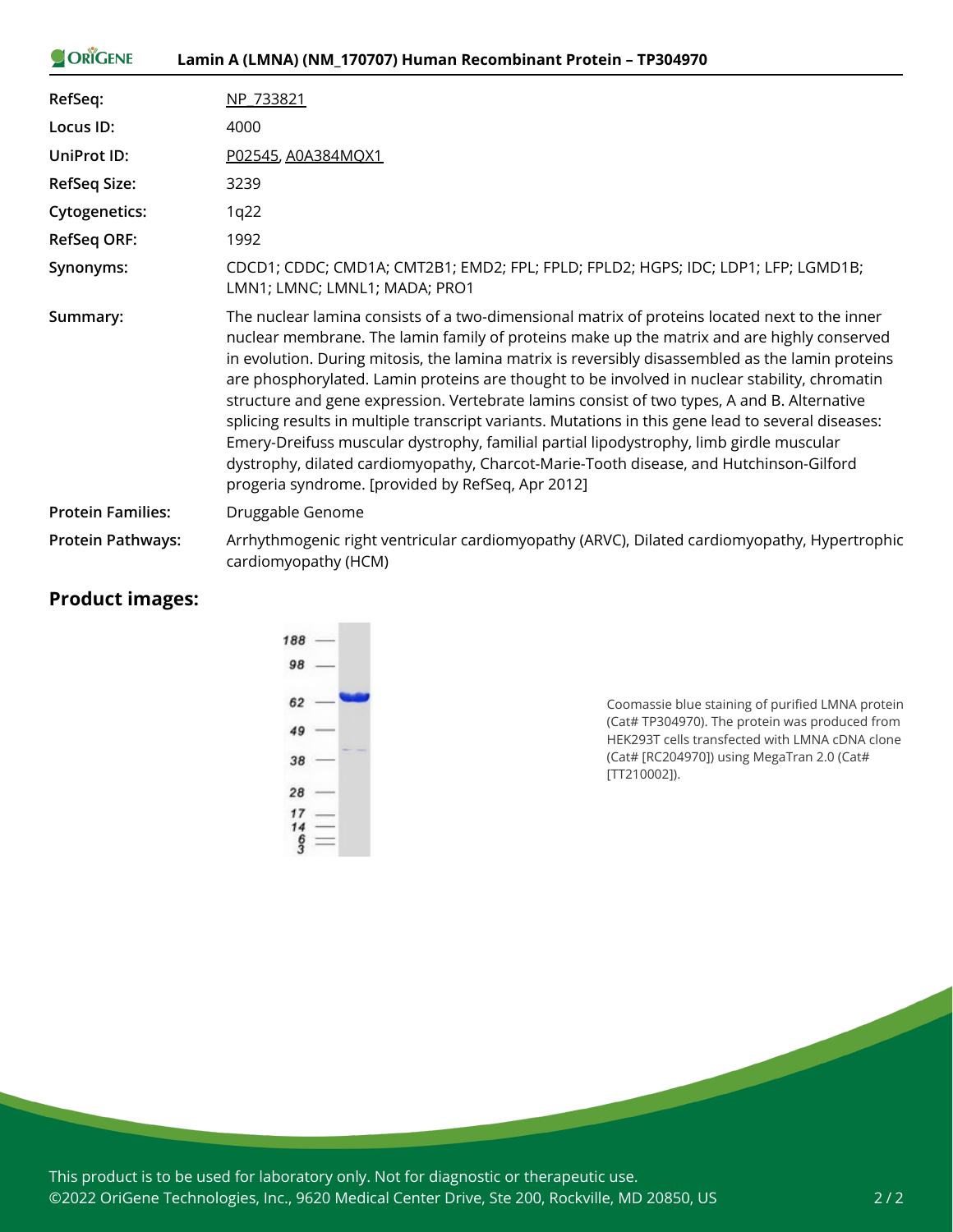| | |
|---|---|
| **RefSeq:** | NP_733821 |
| **Locus ID:** | 4000 |
| **UniProt ID:** | P02545, A0A384MQX1 |
| **RefSeq Size:** | 3239 |
| **Cytogenetics:** | 1q22 |
| **RefSeq ORF:** | 1992 |
| **Synonyms:** | CDCD1; CDDC; CMD1A; CMT2B1; EMD2; FPL; FPLD; FPLD2; HGPS; IDC; LDP1; LFP; LGMD1B; LMN1; LMNC; LMNL1; MADA; PRO1 |
| **Summary:** | The nuclear lamina consists of a two-dimensional matrix of proteins located next to the inner nuclear membrane. The lamin family of proteins make up the matrix and are highly conserved in evolution. During mitosis, the lamina matrix is reversibly disassembled as the lamin proteins are phosphorylated. Lamin proteins are thought to be involved in nuclear stability, chromatin structure and gene expression. Vertebrate lamins consist of two types, A and B. Alternative splicing results in multiple transcript variants. Mutations in this gene lead to several diseases: Emery-Dreifuss muscular dystrophy, familial partial lipodystrophy, limb girdle muscular dystrophy, dilated cardiomyopathy, Charcot-Marie-Tooth disease, and Hutchinson-Gilford progeria syndrome. [provided by RefSeq, Apr 2012] |
| **Protein Families:** | Druggable Genome |
| **Protein Pathways:** | Arrhythmogenic right ventricular cardiomyopathy (ARVC), Dilated cardiomyopathy, Hypertrophic cardiomyopathy (HCM) |

## Product images:

188
98
62
49
38
28
17
14
6
3

Coomassie blue staining of purified LMNA protein (Cat# TP304970). The protein was produced from HEK293T cells transfected with LMNA cDNA clone (Cat# [RC204970]) using MegaTran 2.0 (Cat# [TT210002]).

This product is to be used for laboratory only. Not for diagnostic or therapeutic use.
©2022 OriGene Technologies, Inc., 9620 Medical Center Drive, Ste 200, Rockville, MD 20850, US